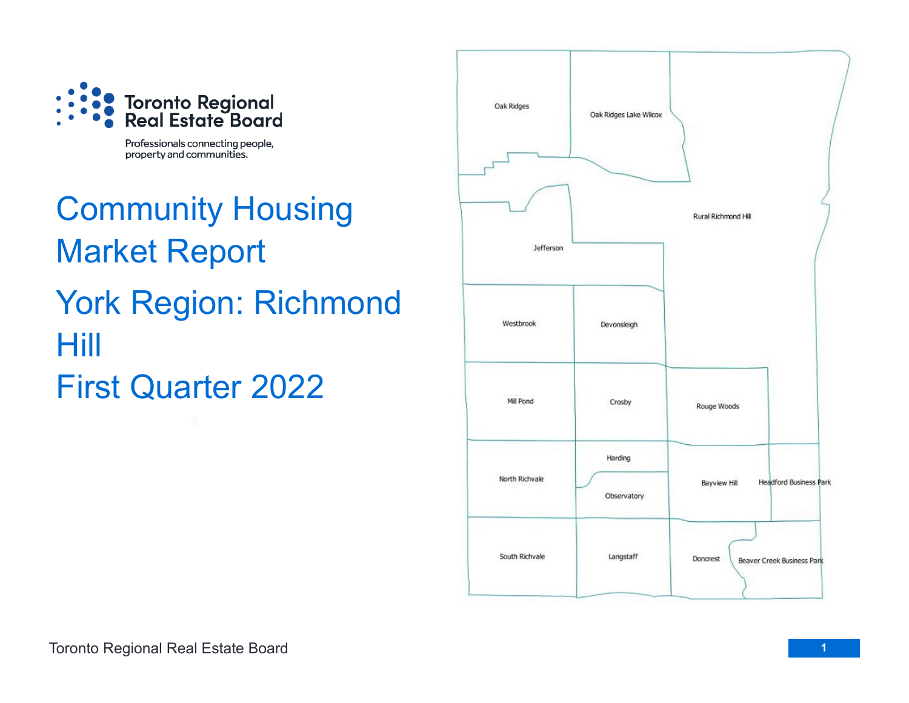Toronto Regional Real Estate Board

Professionals connecting people, property and communities.

# Community Housing Market Report

# York Region: Richmond Hill

# First Quarter 2022

Oak Ridges
Oak Ridges Lake Wilcox
Rural Richmond Hill
Jefferson
Westbrook
Devonsleigh
Mill Pond
Crosby
Rouge Woods
Harding
North Richvale
Observatory
Bayview Hill
Headford Business Park
South Richvale
Langstaff
Doncrest
Beaver Creek Business Park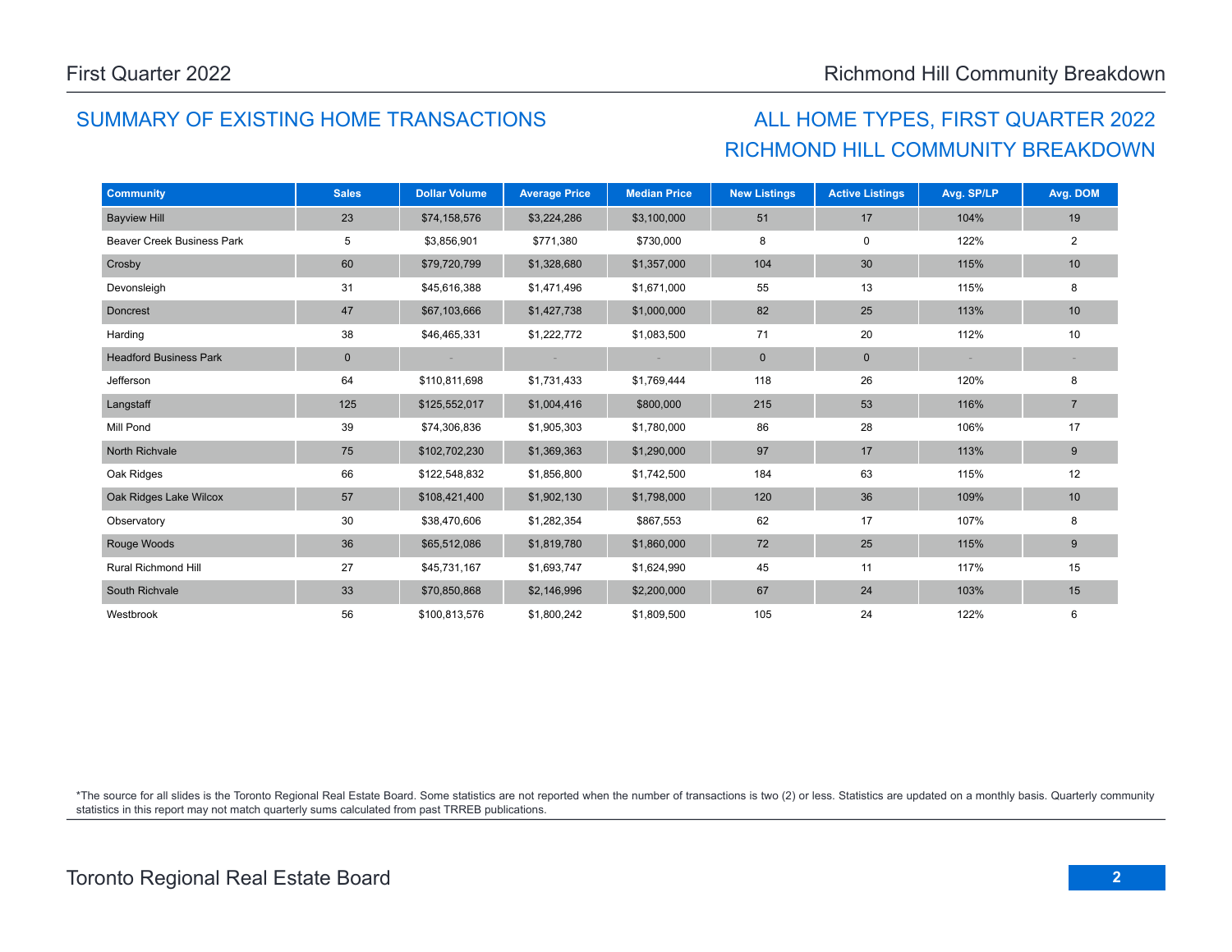## SUMMARY OF EXISTING HOME TRANSACTIONS

## ALL HOME TYPES, FIRST QUARTER 2022
## RICHMOND HILL COMMUNITY BREAKDOWN

| Community | Sales | Dollar Volume | Average Price | Median Price | New Listings | Active Listings | Avg. SP/LP | Avg. DOM |
|---|---|---|---|---|---|---|---|---|
| Bayview Hill | 23 | $74,158,576 | $3,224,286 | $3,100,000 | 51 | 17 | 104% | 19 |
| Beaver Creek Business Park | 5 | $3,856,901 | $771,380 | $730,000 | 8 | 0 | 122% | 2 |
| Crosby | 60 | $79,720,799 | $1,328,680 | $1,357,000 | 104 | 30 | 115% | 10 |
| Devonsleigh | 31 | $45,616,388 | $1,471,496 | $1,671,000 | 55 | 13 | 115% | 8 |
| Doncrest | 47 | $67,103,666 | $1,427,738 | $1,000,000 | 82 | 25 | 113% | 10 |
| Harding | 38 | $46,465,331 | $1,222,772 | $1,083,500 | 71 | 20 | 112% | 10 |
| Headford Business Park | 0 | - | - | - | 0 | 0 | - | - |
| Jefferson | 64 | $110,811,698 | $1,731,433 | $1,769,444 | 118 | 26 | 120% | 8 |
| Langstaff | 125 | $125,552,017 | $1,004,416 | $800,000 | 215 | 53 | 116% | 7 |
| Mill Pond | 39 | $74,306,836 | $1,905,303 | $1,780,000 | 86 | 28 | 106% | 17 |
| North Richvale | 75 | $102,702,230 | $1,369,363 | $1,290,000 | 97 | 17 | 113% | 9 |
| Oak Ridges | 66 | $122,548,832 | $1,856,800 | $1,742,500 | 184 | 63 | 115% | 12 |
| Oak Ridges Lake Wilcox | 57 | $108,421,400 | $1,902,130 | $1,798,000 | 120 | 36 | 109% | 10 |
| Observatory | 30 | $38,470,606 | $1,282,354 | $867,553 | 62 | 17 | 107% | 8 |
| Rouge Woods | 36 | $65,512,086 | $1,819,780 | $1,860,000 | 72 | 25 | 115% | 9 |
| Rural Richmond Hill | 27 | $45,731,167 | $1,693,747 | $1,624,990 | 45 | 11 | 117% | 15 |
| South Richvale | 33 | $70,850,868 | $2,146,996 | $2,200,000 | 67 | 24 | 103% | 15 |
| Westbrook | 56 | $100,813,576 | $1,800,242 | $1,809,500 | 105 | 24 | 122% | 6 |

*The source for all slides is the Toronto Regional Real Estate Board. Some statistics are not reported when the number of transactions is two (2) or less. Statistics are updated on a monthly basis. Quarterly community statistics in this report may not match quarterly sums calculated from past TRREB publications.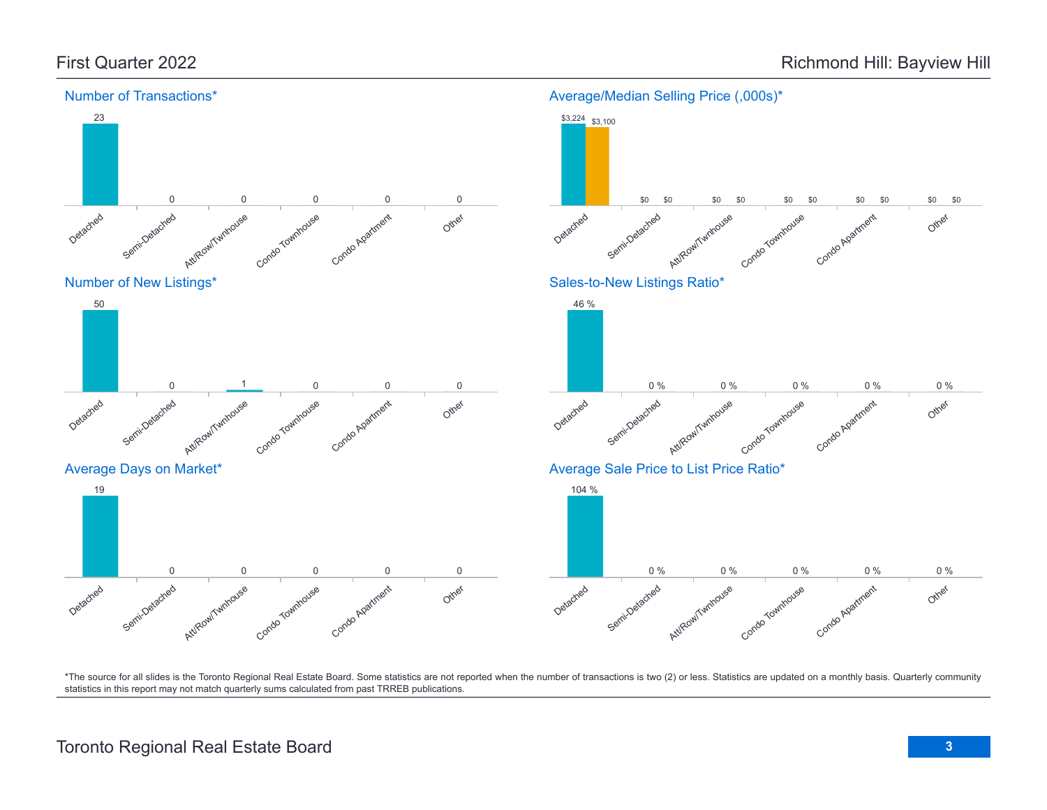First Quarter 2022

Richmond Hill: Bayview Hill

### Number of Transactions*

| Detached | Semi-Detached | Att/Row/Twnhouse | Condo Townhouse | Condo Apartment | Other |
|---|---|---|---|---|---|
| 23 | 0 | 0 | 0 | 0 | 0 |

### Average/Median Selling Price (,000s)*

| | Detached | Semi-Detached | Att/Row/Twnhouse | Condo Townhouse | Condo Apartment | Other |
|---|---|---|---|---|---|---|
| Average | $3,224 | $0 | $0 | $0 | $0 | $0 |
| Median | $3,100 | $0 | $0 | $0 | $0 | $0 |

### Number of New Listings*

| Detached | Semi-Detached | Att/Row/Twnhouse | Condo Townhouse | Condo Apartment | Other |
|---|---|---|---|---|---|
| 50 | 0 | 1 | 0 | 0 | 0 |

### Sales-to-New Listings Ratio*

| Detached | Semi-Detached | Att/Row/Twnhouse | Condo Townhouse | Condo Apartment | Other |
|---|---|---|---|---|---|
| 46 % | 0 % | 0 % | 0 % | 0 % | 0 % |

### Average Days on Market*

| Detached | Semi-Detached | Att/Row/Twnhouse | Condo Townhouse | Condo Apartment | Other |
|---|---|---|---|---|---|
| 19 | 0 | 0 | 0 | 0 | 0 |

### Average Sale Price to List Price Ratio*

| Detached | Semi-Detached | Att/Row/Twnhouse | Condo Townhouse | Condo Apartment | Other |
|---|---|---|---|---|---|
| 104 % | 0 % | 0 % | 0 % | 0 % | 0 % |

*The source for all slides is the Toronto Regional Real Estate Board. Some statistics are not reported when the number of transactions is two (2) or less. Statistics are updated on a monthly basis. Quarterly community statistics in this report may not match quarterly sums calculated from past TRREB publications.

Toronto Regional Real Estate Board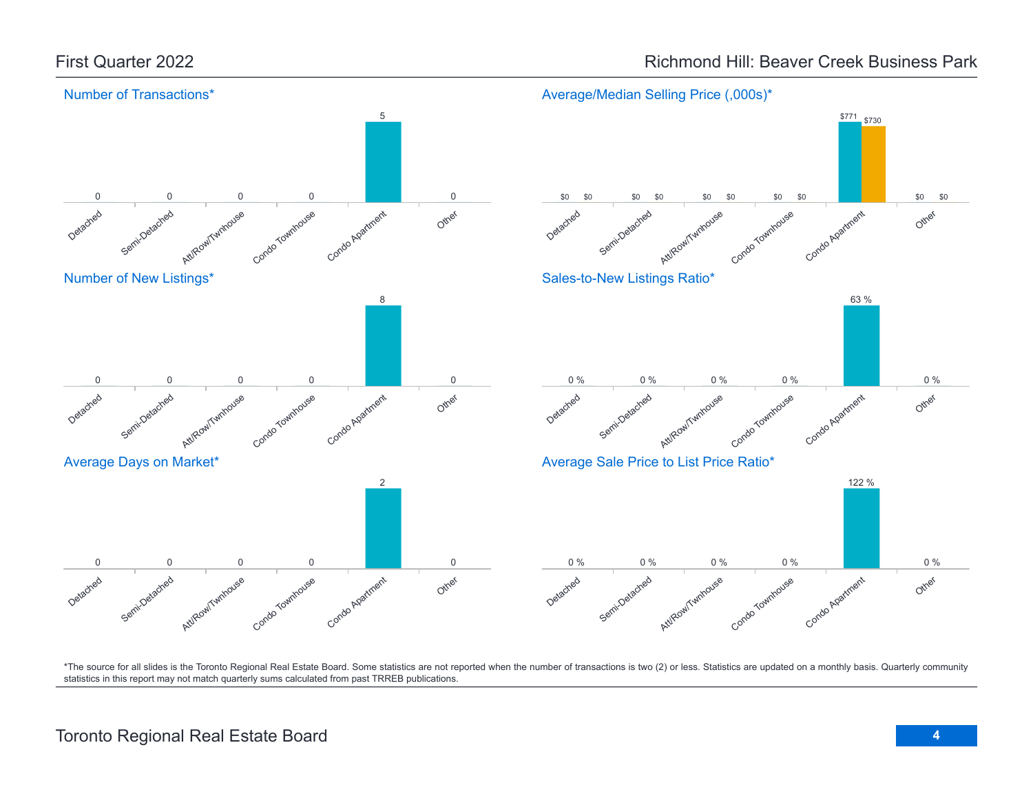# First Quarter 2022 — Richmond Hill: Beaver Creek Business Park

## Number of Transactions*

| Detached | Semi-Detached | Att/Row/Twnhouse | Condo Townhouse | Condo Apartment | Other |
|---|---|---|---|---|---|
| 0 | 0 | 0 | 0 | 5 | 0 |

## Average/Median Selling Price (,000s)*

| | Detached | Semi-Detached | Att/Row/Twnhouse | Condo Townhouse | Condo Apartment | Other |
|---|---|---|---|---|---|---|
| Average | $0 | $0 | $0 | $0 | $771 | $0 |
| Median | $0 | $0 | $0 | $0 | $730 | $0 |

## Number of New Listings*

| Detached | Semi-Detached | Att/Row/Twnhouse | Condo Townhouse | Condo Apartment | Other |
|---|---|---|---|---|---|
| 0 | 0 | 0 | 0 | 8 | 0 |

## Sales-to-New Listings Ratio*

| Detached | Semi-Detached | Att/Row/Twnhouse | Condo Townhouse | Condo Apartment | Other |
|---|---|---|---|---|---|
| 0 % | 0 % | 0 % | 0 % | 63 % | 0 % |

## Average Days on Market*

| Detached | Semi-Detached | Att/Row/Twnhouse | Condo Townhouse | Condo Apartment | Other |
|---|---|---|---|---|---|
| 0 | 0 | 0 | 0 | 2 | 0 |

## Average Sale Price to List Price Ratio*

| Detached | Semi-Detached | Att/Row/Twnhouse | Condo Townhouse | Condo Apartment | Other |
|---|---|---|---|---|---|
| 0 % | 0 % | 0 % | 0 % | 122 % | 0 % |

*The source for all slides is the Toronto Regional Real Estate Board. Some statistics are not reported when the number of transactions is two (2) or less. Statistics are updated on a monthly basis. Quarterly community statistics in this report may not match quarterly sums calculated from past TRREB publications.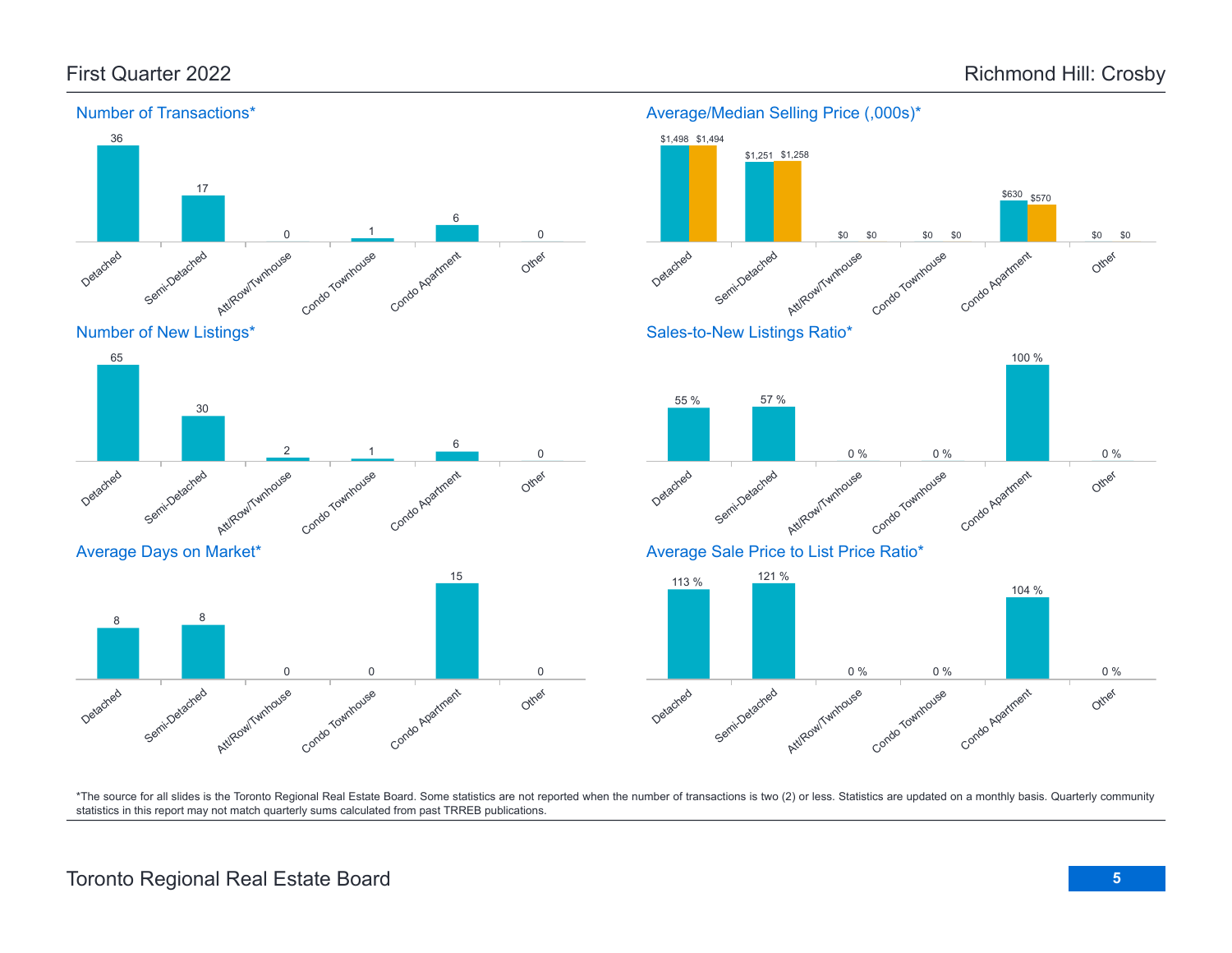# First Quarter 2022

# Richmond Hill: Crosby

## Number of Transactions*

| Detached | Semi-Detached | Att/Row/Twnhouse | Condo Townhouse | Condo Apartment | Other |
|---|---|---|---|---|---|
| 36 | 17 | 0 | 1 | 6 | 0 |

## Average/Median Selling Price (,000s)*

| | Detached | Semi-Detached | Att/Row/Twnhouse | Condo Townhouse | Condo Apartment | Other |
|---|---|---|---|---|---|---|
| Average | $1,498 | $1,251 | $0 | $0 | $630 | $0 |
| Median | $1,494 | $1,258 | $0 | $0 | $570 | $0 |

## Number of New Listings*

| Detached | Semi-Detached | Att/Row/Twnhouse | Condo Townhouse | Condo Apartment | Other |
|---|---|---|---|---|---|
| 65 | 30 | 2 | 1 | 6 | 0 |

## Sales-to-New Listings Ratio*

| Detached | Semi-Detached | Att/Row/Twnhouse | Condo Townhouse | Condo Apartment | Other |
|---|---|---|---|---|---|
| 55 % | 57 % | 0 % | 0 % | 100 % | 0 % |

## Average Days on Market*

| Detached | Semi-Detached | Att/Row/Twnhouse | Condo Townhouse | Condo Apartment | Other |
|---|---|---|---|---|---|
| 8 | 8 | 0 | 0 | 15 | 0 |

## Average Sale Price to List Price Ratio*

| Detached | Semi-Detached | Att/Row/Twnhouse | Condo Townhouse | Condo Apartment | Other |
|---|---|---|---|---|---|
| 113 % | 121 % | 0 % | 0 % | 104 % | 0 % |

*The source for all slides is the Toronto Regional Real Estate Board. Some statistics are not reported when the number of transactions is two (2) or less. Statistics are updated on a monthly basis. Quarterly community statistics in this report may not match quarterly sums calculated from past TRREB publications.

Toronto Regional Real Estate Board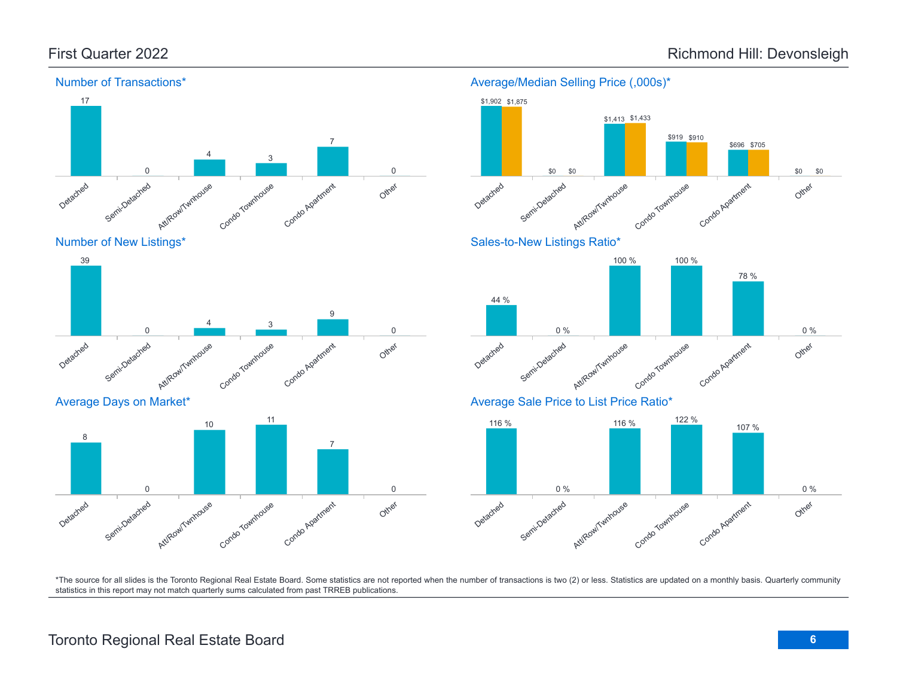# Richmond Hill: Devonsleigh

## First Quarter 2022

### Number of Transactions*

| Detached | Semi-Detached | Att/Row/Twnhouse | Condo Townhouse | Condo Apartment | Other |
|---|---|---|---|---|---|
| 17 | 0 | 4 | 3 | 7 | 0 |

### Average/Median Selling Price (,000s)*

| | Detached | Semi-Detached | Att/Row/Twnhouse | Condo Townhouse | Condo Apartment | Other |
|---|---|---|---|---|---|---|
| Average | $1,902 | $0 | $1,413 | $919 | $696 | $0 |
| Median | $1,875 | $0 | $1,433 | $910 | $705 | $0 |

### Number of New Listings*

| Detached | Semi-Detached | Att/Row/Twnhouse | Condo Townhouse | Condo Apartment | Other |
|---|---|---|---|---|---|
| 39 | 0 | 4 | 3 | 9 | 0 |

### Sales-to-New Listings Ratio*

| Detached | Semi-Detached | Att/Row/Twnhouse | Condo Townhouse | Condo Apartment | Other |
|---|---|---|---|---|---|
| 44 % | 0 % | 100 % | 100 % | 78 % | 0 % |

### Average Days on Market*

| Detached | Semi-Detached | Att/Row/Twnhouse | Condo Townhouse | Condo Apartment | Other |
|---|---|---|---|---|---|
| 8 | 0 | 10 | 11 | 7 | 0 |

### Average Sale Price to List Price Ratio*

| Detached | Semi-Detached | Att/Row/Twnhouse | Condo Townhouse | Condo Apartment | Other |
|---|---|---|---|---|---|
| 116 % | 0 % | 116 % | 122 % | 107 % | 0 % |

*The source for all slides is the Toronto Regional Real Estate Board. Some statistics are not reported when the number of transactions is two (2) or less. Statistics are updated on a monthly basis. Quarterly community statistics in this report may not match quarterly sums calculated from past TRREB publications.

Toronto Regional Real Estate Board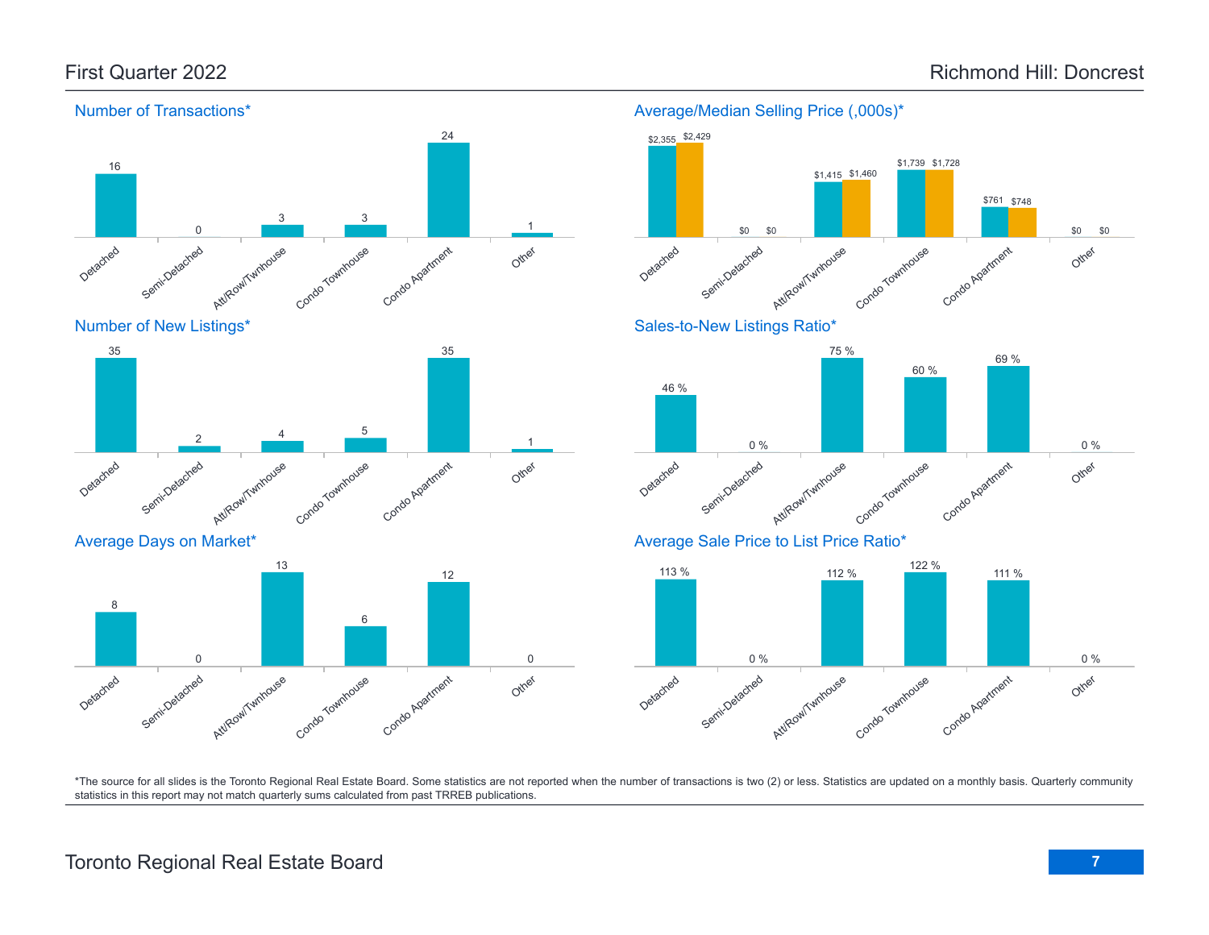# First Quarter 2022

# Richmond Hill: Doncrest

## Number of Transactions*

| Detached | Semi-Detached | Att/Row/Twnhouse | Condo Townhouse | Condo Apartment | Other |
|---|---|---|---|---|---|
| 16 | 0 | 3 | 3 | 24 | 1 |

## Average/Median Selling Price (,000s)*

| | Detached | Semi-Detached | Att/Row/Twnhouse | Condo Townhouse | Condo Apartment | Other |
|---|---|---|---|---|---|---|
| Average | $2,355 | $0 | $1,415 | $1,739 | $761 | $0 |
| Median | $2,429 | $0 | $1,460 | $1,728 | $748 | $0 |

## Number of New Listings*

| Detached | Semi-Detached | Att/Row/Twnhouse | Condo Townhouse | Condo Apartment | Other |
|---|---|---|---|---|---|
| 35 | 2 | 4 | 5 | 35 | 1 |

## Sales-to-New Listings Ratio*

| Detached | Semi-Detached | Att/Row/Twnhouse | Condo Townhouse | Condo Apartment | Other |
|---|---|---|---|---|---|
| 46 % | 0 % | 75 % | 60 % | 69 % | 0 % |

## Average Days on Market*

| Detached | Semi-Detached | Att/Row/Twnhouse | Condo Townhouse | Condo Apartment | Other |
|---|---|---|---|---|---|
| 8 | 0 | 13 | 6 | 12 | 0 |

## Average Sale Price to List Price Ratio*

| Detached | Semi-Detached | Att/Row/Twnhouse | Condo Townhouse | Condo Apartment | Other |
|---|---|---|---|---|---|
| 113 % | 0 % | 112 % | 122 % | 111 % | 0 % |

*The source for all slides is the Toronto Regional Real Estate Board. Some statistics are not reported when the number of transactions is two (2) or less. Statistics are updated on a monthly basis. Quarterly community statistics in this report may not match quarterly sums calculated from past TRREB publications.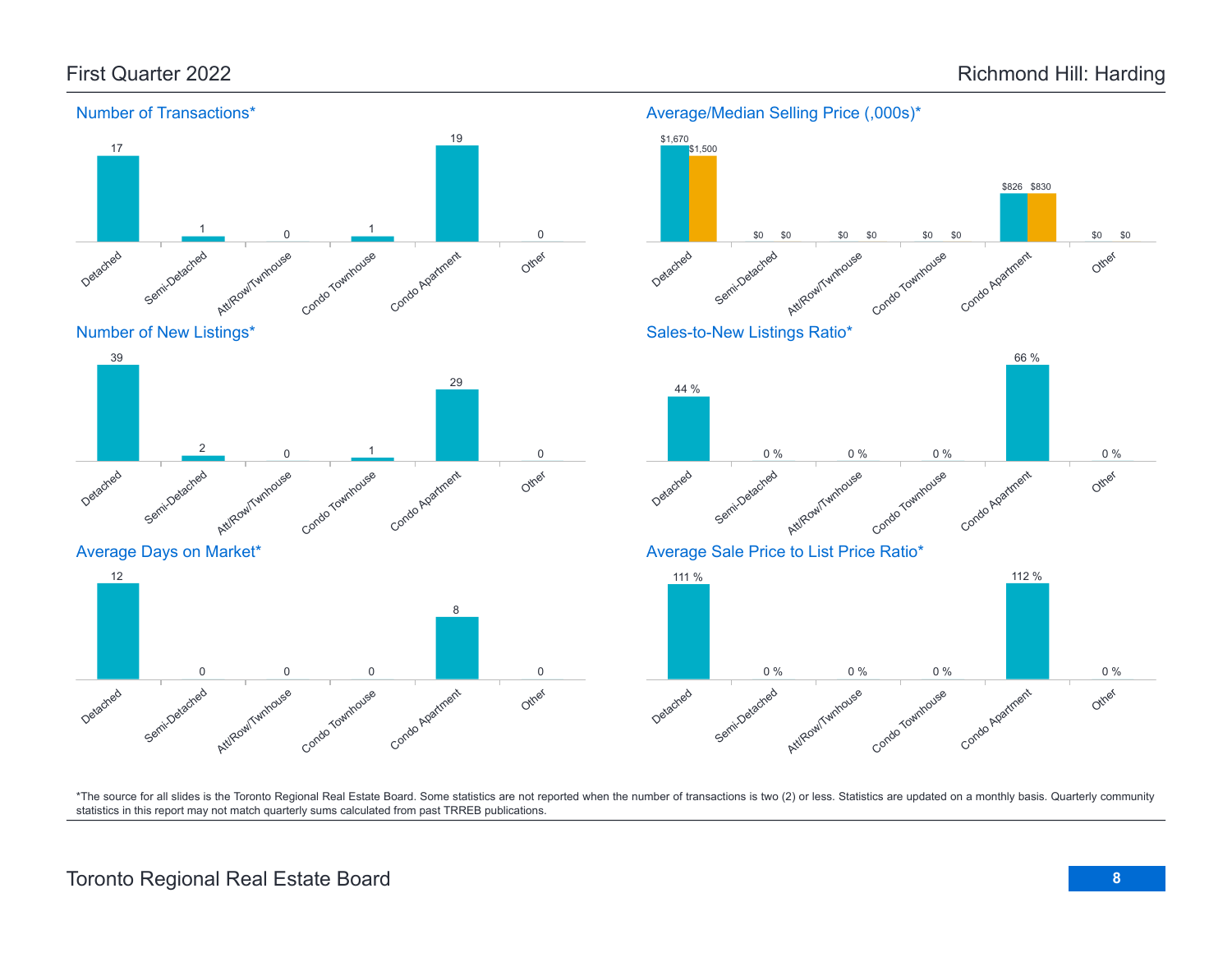First Quarter 2022

# Richmond Hill: Harding

## Number of Transactions*

| Detached | Semi-Detached | Att/Row/Twnhouse | Condo Townhouse | Condo Apartment | Other |
|---|---|---|---|---|---|
| 17 | 1 | 0 | 1 | 19 | 0 |

## Average/Median Selling Price (,000s)*

| | Detached | Semi-Detached | Att/Row/Twnhouse | Condo Townhouse | Condo Apartment | Other |
|---|---|---|---|---|---|---|
| Average | $1,670 | $0 | $0 | $0 | $826 | $0 |
| Median | $1,500 | $0 | $0 | $0 | $830 | $0 |

## Number of New Listings*

| Detached | Semi-Detached | Att/Row/Twnhouse | Condo Townhouse | Condo Apartment | Other |
|---|---|---|---|---|---|
| 39 | 2 | 0 | 1 | 29 | 0 |

## Sales-to-New Listings Ratio*

| Detached | Semi-Detached | Att/Row/Twnhouse | Condo Townhouse | Condo Apartment | Other |
|---|---|---|---|---|---|
| 44 % | 0 % | 0 % | 0 % | 66 % | 0 % |

## Average Days on Market*

| Detached | Semi-Detached | Att/Row/Twnhouse | Condo Townhouse | Condo Apartment | Other |
|---|---|---|---|---|---|
| 12 | 0 | 0 | 0 | 8 | 0 |

## Average Sale Price to List Price Ratio*

| Detached | Semi-Detached | Att/Row/Twnhouse | Condo Townhouse | Condo Apartment | Other |
|---|---|---|---|---|---|
| 111 % | 0 % | 0 % | 0 % | 112 % | 0 % |

*The source for all slides is the Toronto Regional Real Estate Board. Some statistics are not reported when the number of transactions is two (2) or less. Statistics are updated on a monthly basis. Quarterly community statistics in this report may not match quarterly sums calculated from past TRREB publications.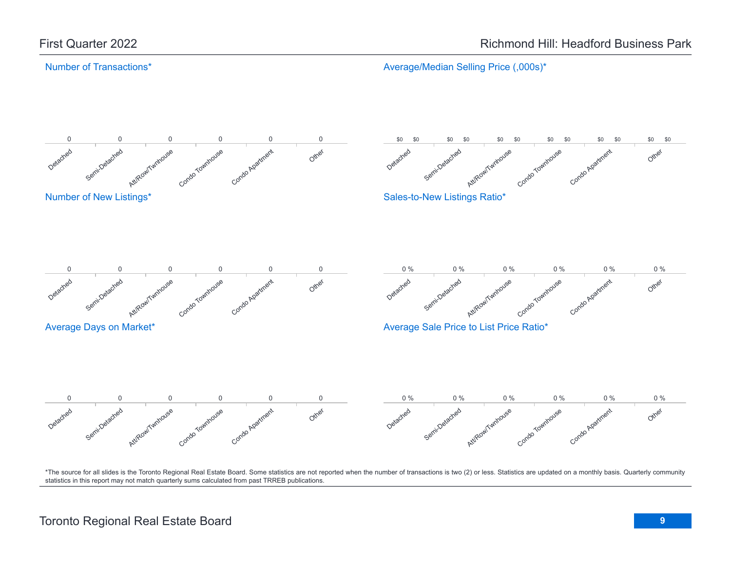# First Quarter 2022

# Richmond Hill: Headford Business Park

## Number of Transactions*

| Detached | Semi-Detached | Att/Row/Twnhouse | Condo Townhouse | Condo Apartment | Other |
|---|---|---|---|---|---|
| 0 | 0 | 0 | 0 | 0 | 0 |

## Average/Median Selling Price (,000s)*

| Detached | | Semi-Detached | | Att/Row/Twnhouse | | Condo Townhouse | | Condo Apartment | | Other | |
|---|---|---|---|---|---|---|---|---|---|---|---|
| $0 | $0 | $0 | $0 | $0 | $0 | $0 | $0 | $0 | $0 | $0 | $0 |

## Number of New Listings*

| Detached | Semi-Detached | Att/Row/Twnhouse | Condo Townhouse | Condo Apartment | Other |
|---|---|---|---|---|---|
| 0 | 0 | 0 | 0 | 0 | 0 |

## Sales-to-New Listings Ratio*

| Detached | Semi-Detached | Att/Row/Twnhouse | Condo Townhouse | Condo Apartment | Other |
|---|---|---|---|---|---|
| 0 % | 0 % | 0 % | 0 % | 0 % | 0 % |

## Average Days on Market*

| Detached | Semi-Detached | Att/Row/Twnhouse | Condo Townhouse | Condo Apartment | Other |
|---|---|---|---|---|---|
| 0 | 0 | 0 | 0 | 0 | 0 |

## Average Sale Price to List Price Ratio*

| Detached | Semi-Detached | Att/Row/Twnhouse | Condo Townhouse | Condo Apartment | Other |
|---|---|---|---|---|---|
| 0 % | 0 % | 0 % | 0 % | 0 % | 0 % |

*The source for all slides is the Toronto Regional Real Estate Board. Some statistics are not reported when the number of transactions is two (2) or less. Statistics are updated on a monthly basis. Quarterly community statistics in this report may not match quarterly sums calculated from past TRREB publications.

Toronto Regional Real Estate Board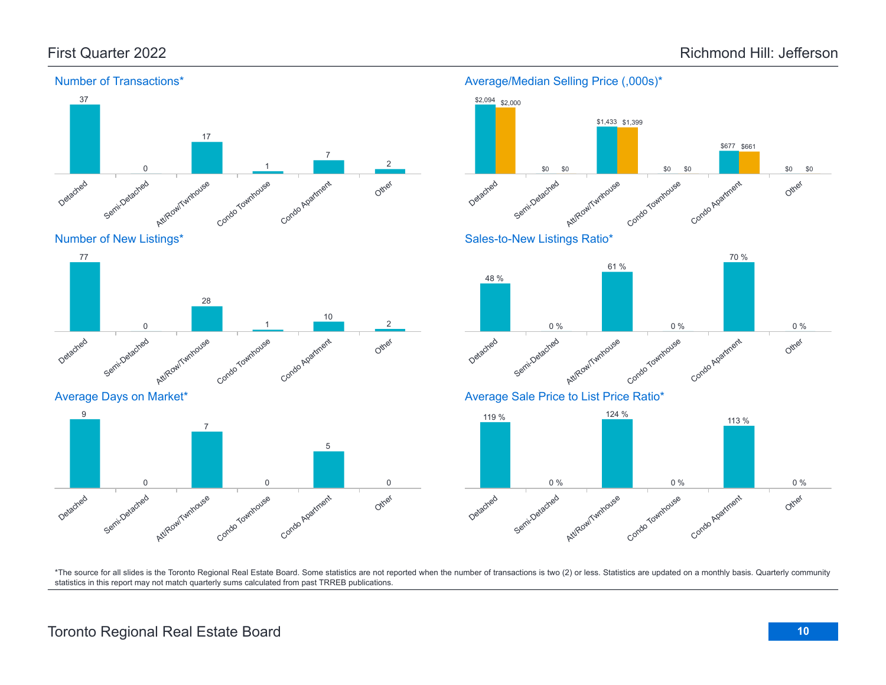## First Quarter 2022

## Richmond Hill: Jefferson

### Number of Transactions*

| Detached | Semi-Detached | Att/Row/Twnhouse | Condo Townhouse | Condo Apartment | Other |
|---|---|---|---|---|---|
| 37 | 0 | 17 | 1 | 7 | 2 |

### Average/Median Selling Price (,000s)*

| | Detached | Semi-Detached | Att/Row/Twnhouse | Condo Townhouse | Condo Apartment | Other |
|---|---|---|---|---|---|---|
| Average | $2,094 | $0 | $1,433 | $0 | $677 | $0 |
| Median | $2,000 | $0 | $1,399 | $0 | $661 | $0 |

### Number of New Listings*

| Detached | Semi-Detached | Att/Row/Twnhouse | Condo Townhouse | Condo Apartment | Other |
|---|---|---|---|---|---|
| 77 | 0 | 28 | 1 | 10 | 2 |

### Sales-to-New Listings Ratio*

| Detached | Semi-Detached | Att/Row/Twnhouse | Condo Townhouse | Condo Apartment | Other |
|---|---|---|---|---|---|
| 48 % | 0 % | 61 % | 0 % | 70 % | 0 % |

### Average Days on Market*

| Detached | Semi-Detached | Att/Row/Twnhouse | Condo Townhouse | Condo Apartment | Other |
|---|---|---|---|---|---|
| 9 | 0 | 7 | 0 | 5 | 0 |

### Average Sale Price to List Price Ratio*

| Detached | Semi-Detached | Att/Row/Twnhouse | Condo Townhouse | Condo Apartment | Other |
|---|---|---|---|---|---|
| 119 % | 0 % | 124 % | 0 % | 113 % | 0 % |

*The source for all slides is the Toronto Regional Real Estate Board. Some statistics are not reported when the number of transactions is two (2) or less. Statistics are updated on a monthly basis. Quarterly community statistics in this report may not match quarterly sums calculated from past TRREB publications.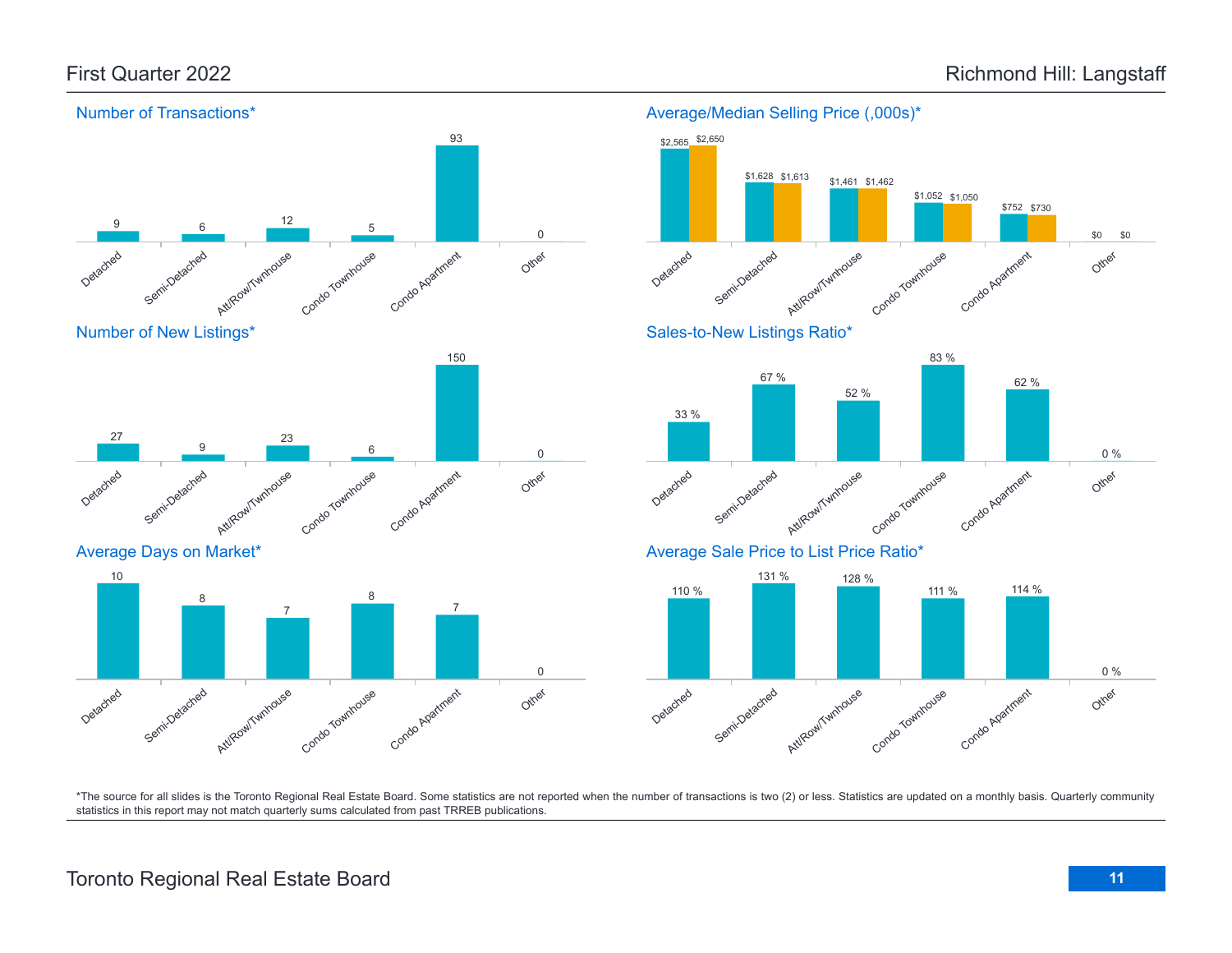## Richmond Hill: Langstaff

First Quarter 2022

### Number of Transactions*

| Detached | Semi-Detached | Att/Row/Twnhouse | Condo Townhouse | Condo Apartment | Other |
|---|---|---|---|---|---|
| 9 | 6 | 12 | 5 | 93 | 0 |

### Average/Median Selling Price (,000s)*

| | Detached | Semi-Detached | Att/Row/Twnhouse | Condo Townhouse | Condo Apartment | Other |
|---|---|---|---|---|---|---|
| Average | $2,565 | $1,628 | $1,461 | $1,052 | $752 | $0 |
| Median | $2,650 | $1,613 | $1,462 | $1,050 | $730 | $0 |

### Number of New Listings*

| Detached | Semi-Detached | Att/Row/Twnhouse | Condo Townhouse | Condo Apartment | Other |
|---|---|---|---|---|---|
| 27 | 9 | 23 | 6 | 150 | 0 |

### Sales-to-New Listings Ratio*

| Detached | Semi-Detached | Att/Row/Twnhouse | Condo Townhouse | Condo Apartment | Other |
|---|---|---|---|---|---|
| 33 % | 67 % | 52 % | 83 % | 62 % | 0 % |

### Average Days on Market*

| Detached | Semi-Detached | Att/Row/Twnhouse | Condo Townhouse | Condo Apartment | Other |
|---|---|---|---|---|---|
| 10 | 8 | 7 | 8 | 7 | 0 |

### Average Sale Price to List Price Ratio*

| Detached | Semi-Detached | Att/Row/Twnhouse | Condo Townhouse | Condo Apartment | Other |
|---|---|---|---|---|---|
| 110 % | 131 % | 128 % | 111 % | 114 % | 0 % |

*The source for all slides is the Toronto Regional Real Estate Board. Some statistics are not reported when the number of transactions is two (2) or less. Statistics are updated on a monthly basis. Quarterly community statistics in this report may not match quarterly sums calculated from past TRREB publications.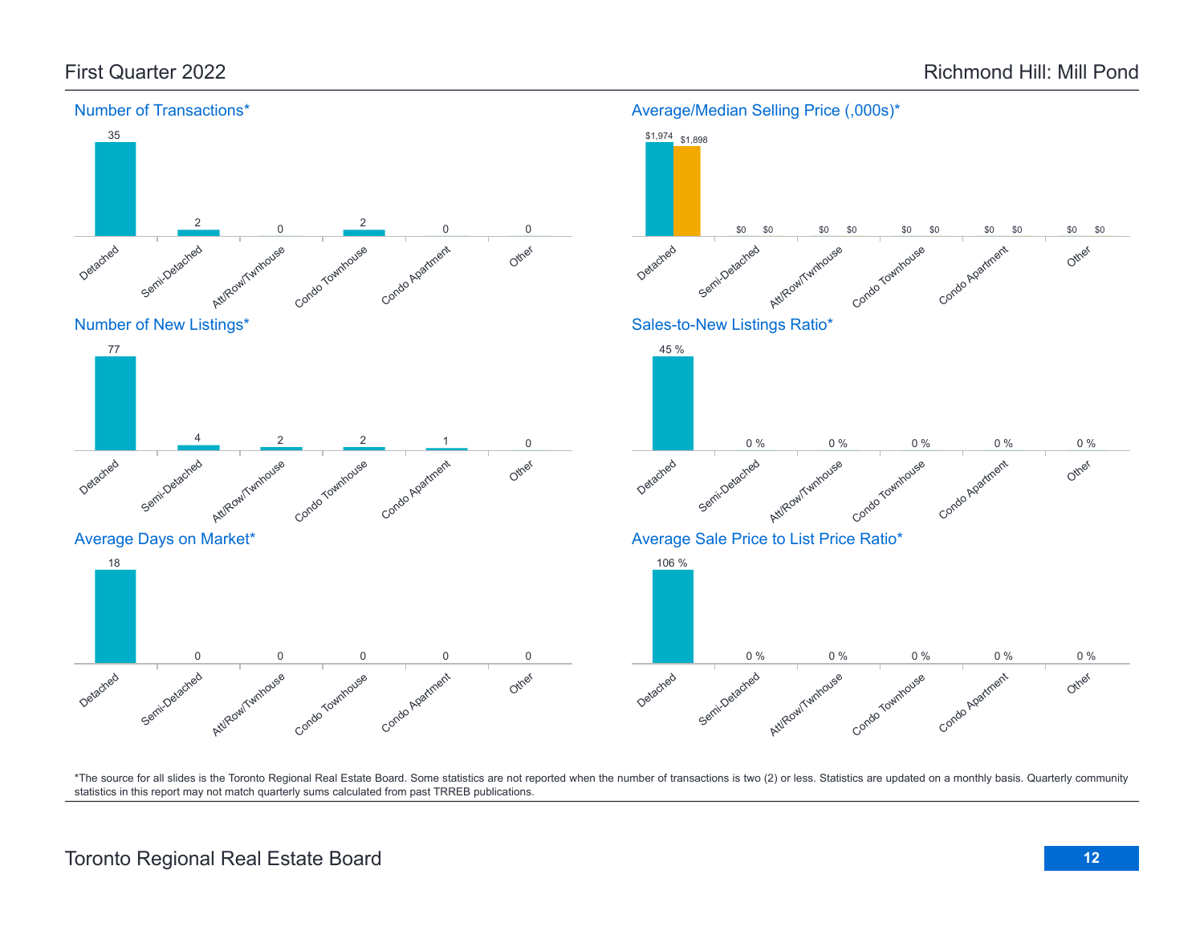# First Quarter 2022

# Richmond Hill: Mill Pond

## Number of Transactions*

| Detached | Semi-Detached | Att/Row/Twnhouse | Condo Townhouse | Condo Apartment | Other |
|---|---|---|---|---|---|
| 35 | 2 | 0 | 2 | 0 | 0 |

## Average/Median Selling Price (,000s)*

| | Detached | Semi-Detached | Att/Row/Twnhouse | Condo Townhouse | Condo Apartment | Other |
|---|---|---|---|---|---|---|
| Average | $1,974 | $0 | $0 | $0 | $0 | $0 |
| Median | $1,898 | $0 | $0 | $0 | $0 | $0 |

## Number of New Listings*

| Detached | Semi-Detached | Att/Row/Twnhouse | Condo Townhouse | Condo Apartment | Other |
|---|---|---|---|---|---|
| 77 | 4 | 2 | 2 | 1 | 0 |

## Sales-to-New Listings Ratio*

| Detached | Semi-Detached | Att/Row/Twnhouse | Condo Townhouse | Condo Apartment | Other |
|---|---|---|---|---|---|
| 45 % | 0 % | 0 % | 0 % | 0 % | 0 % |

## Average Days on Market*

| Detached | Semi-Detached | Att/Row/Twnhouse | Condo Townhouse | Condo Apartment | Other |
|---|---|---|---|---|---|
| 18 | 0 | 0 | 0 | 0 | 0 |

## Average Sale Price to List Price Ratio*

| Detached | Semi-Detached | Att/Row/Twnhouse | Condo Townhouse | Condo Apartment | Other |
|---|---|---|---|---|---|
| 106 % | 0 % | 0 % | 0 % | 0 % | 0 % |

*The source for all slides is the Toronto Regional Real Estate Board. Some statistics are not reported when the number of transactions is two (2) or less. Statistics are updated on a monthly basis. Quarterly community statistics in this report may not match quarterly sums calculated from past TRREB publications.

Toronto Regional Real Estate Board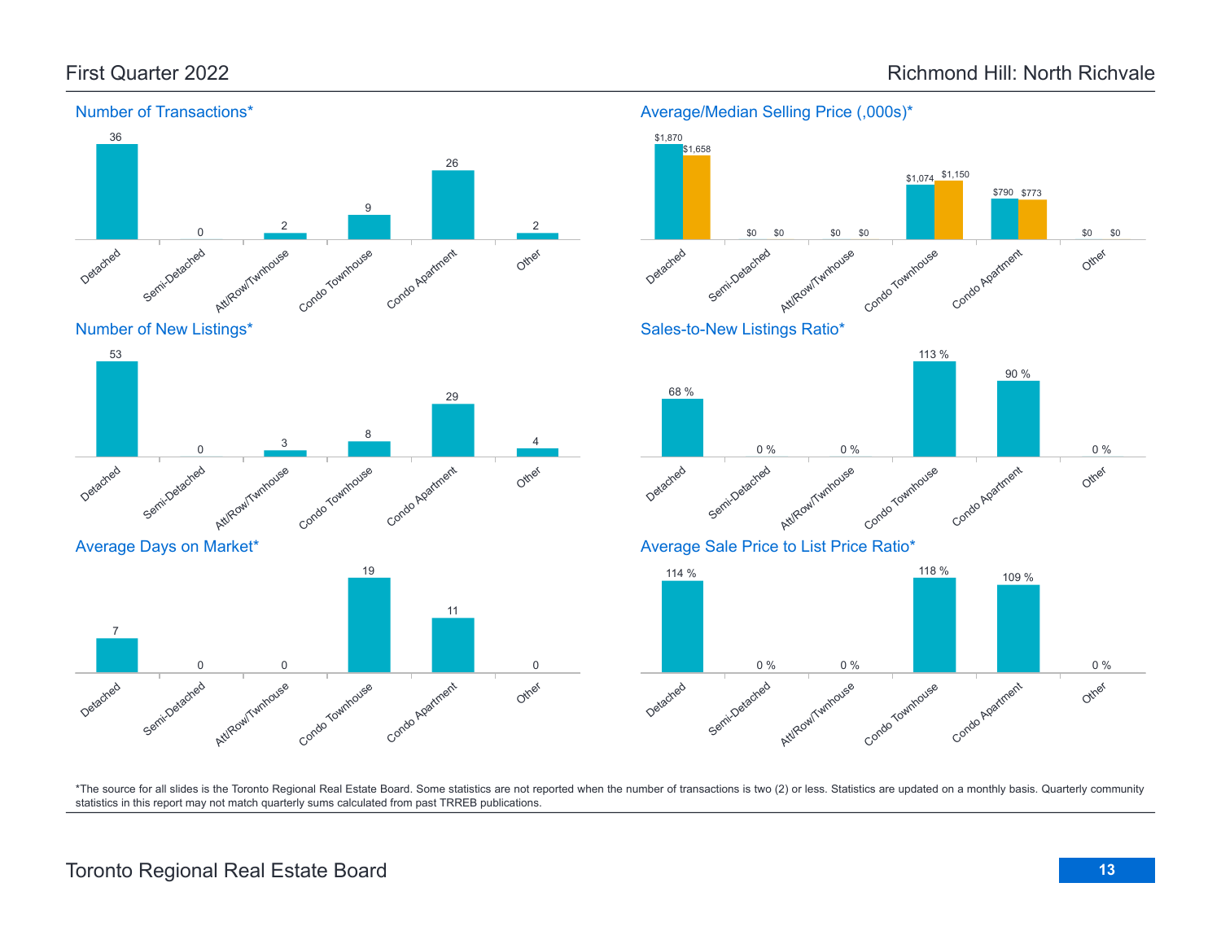# First Quarter 2022 — Richmond Hill: North Richvale

## Number of Transactions*

| Detached | Semi-Detached | Att/Row/Twnhouse | Condo Townhouse | Condo Apartment | Other |
|---|---|---|---|---|---|
| 36 | 0 | 2 | 9 | 26 | 2 |

## Average/Median Selling Price (,000s)*

| | Detached | Semi-Detached | Att/Row/Twnhouse | Condo Townhouse | Condo Apartment | Other |
|---|---|---|---|---|---|---|
| Average | $1,870 | $0 | $0 | $1,074 | $790 | $0 |
| Median | $1,658 | $0 | $0 | $1,150 | $773 | $0 |

## Number of New Listings*

| Detached | Semi-Detached | Att/Row/Twnhouse | Condo Townhouse | Condo Apartment | Other |
|---|---|---|---|---|---|
| 53 | 0 | 3 | 8 | 29 | 4 |

## Sales-to-New Listings Ratio*

| Detached | Semi-Detached | Att/Row/Twnhouse | Condo Townhouse | Condo Apartment | Other |
|---|---|---|---|---|---|
| 68 % | 0 % | 0 % | 113 % | 90 % | 0 % |

## Average Days on Market*

| Detached | Semi-Detached | Att/Row/Twnhouse | Condo Townhouse | Condo Apartment | Other |
|---|---|---|---|---|---|
| 7 | 0 | 0 | 19 | 11 | 0 |

## Average Sale Price to List Price Ratio*

| Detached | Semi-Detached | Att/Row/Twnhouse | Condo Townhouse | Condo Apartment | Other |
|---|---|---|---|---|---|
| 114 % | 0 % | 0 % | 118 % | 109 % | 0 % |

*The source for all slides is the Toronto Regional Real Estate Board. Some statistics are not reported when the number of transactions is two (2) or less. Statistics are updated on a monthly basis. Quarterly community statistics in this report may not match quarterly sums calculated from past TRREB publications.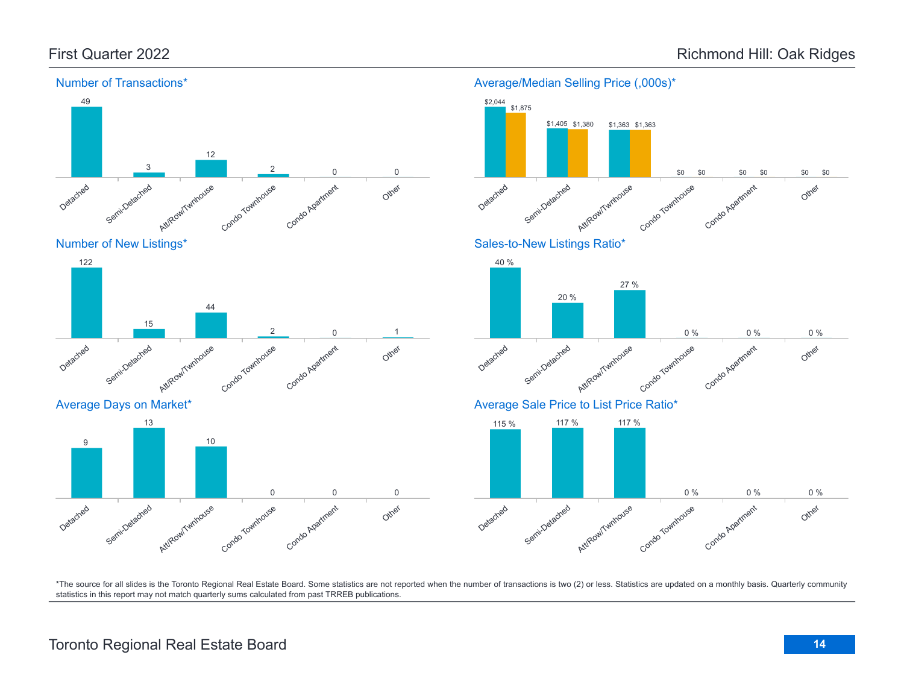# First Quarter 2022 — Richmond Hill: Oak Ridges

## Number of Transactions*

| Detached | Semi-Detached | Att/Row/Twnhouse | Condo Townhouse | Condo Apartment | Other |
|---|---|---|---|---|---|
| 49 | 3 | 12 | 2 | 0 | 0 |

## Average/Median Selling Price (,000s)*

| | Detached | Semi-Detached | Att/Row/Twnhouse | Condo Townhouse | Condo Apartment | Other |
|---|---|---|---|---|---|---|
| Average | $2,044 | $1,405 | $1,363 | $0 | $0 | $0 |
| Median | $1,875 | $1,380 | $1,363 | $0 | $0 | $0 |

## Number of New Listings*

| Detached | Semi-Detached | Att/Row/Twnhouse | Condo Townhouse | Condo Apartment | Other |
|---|---|---|---|---|---|
| 122 | 15 | 44 | 2 | 0 | 1 |

## Sales-to-New Listings Ratio*

| Detached | Semi-Detached | Att/Row/Twnhouse | Condo Townhouse | Condo Apartment | Other |
|---|---|---|---|---|---|
| 40 % | 20 % | 27 % | 0 % | 0 % | 0 % |

## Average Days on Market*

| Detached | Semi-Detached | Att/Row/Twnhouse | Condo Townhouse | Condo Apartment | Other |
|---|---|---|---|---|---|
| 9 | 13 | 10 | 0 | 0 | 0 |

## Average Sale Price to List Price Ratio*

| Detached | Semi-Detached | Att/Row/Twnhouse | Condo Townhouse | Condo Apartment | Other |
|---|---|---|---|---|---|
| 115 % | 117 % | 117 % | 0 % | 0 % | 0 % |

*The source for all slides is the Toronto Regional Real Estate Board. Some statistics are not reported when the number of transactions is two (2) or less. Statistics are updated on a monthly basis. Quarterly community statistics in this report may not match quarterly sums calculated from past TRREB publications.

Toronto Regional Real Estate Board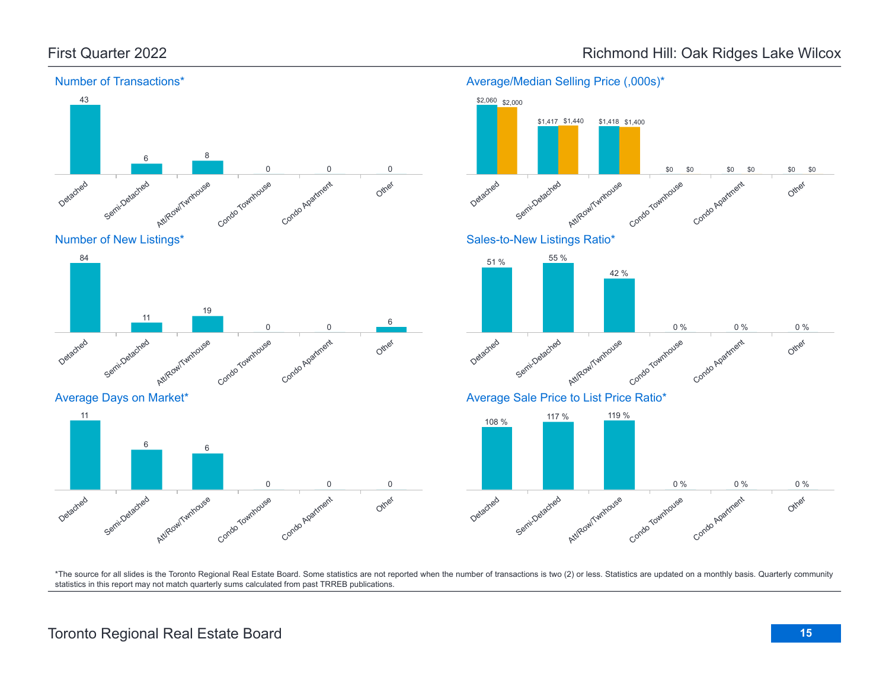First Quarter 2022

Richmond Hill: Oak Ridges Lake Wilcox

## Number of Transactions*

| Detached | Semi-Detached | Att/Row/Twnhouse | Condo Townhouse | Condo Apartment | Other |
|---|---|---|---|---|---|
| 43 | 6 | 8 | 0 | 0 | 0 |

## Average/Median Selling Price (,000s)*

| | Detached | Semi-Detached | Att/Row/Twnhouse | Condo Townhouse | Condo Apartment | Other |
|---|---|---|---|---|---|---|
| Average | $2,060 | $1,417 | $1,418 | $0 | $0 | $0 |
| Median | $2,000 | $1,440 | $1,400 | $0 | $0 | $0 |

## Number of New Listings*

| Detached | Semi-Detached | Att/Row/Twnhouse | Condo Townhouse | Condo Apartment | Other |
|---|---|---|---|---|---|
| 84 | 11 | 19 | 0 | 0 | 6 |

## Sales-to-New Listings Ratio*

| Detached | Semi-Detached | Att/Row/Twnhouse | Condo Townhouse | Condo Apartment | Other |
|---|---|---|---|---|---|
| 51 % | 55 % | 42 % | 0 % | 0 % | 0 % |

## Average Days on Market*

| Detached | Semi-Detached | Att/Row/Twnhouse | Condo Townhouse | Condo Apartment | Other |
|---|---|---|---|---|---|
| 11 | 6 | 6 | 0 | 0 | 0 |

## Average Sale Price to List Price Ratio*

| Detached | Semi-Detached | Att/Row/Twnhouse | Condo Townhouse | Condo Apartment | Other |
|---|---|---|---|---|---|
| 108 % | 117 % | 119 % | 0 % | 0 % | 0 % |

*The source for all slides is the Toronto Regional Real Estate Board. Some statistics are not reported when the number of transactions is two (2) or less. Statistics are updated on a monthly basis. Quarterly community statistics in this report may not match quarterly sums calculated from past TRREB publications.

Toronto Regional Real Estate Board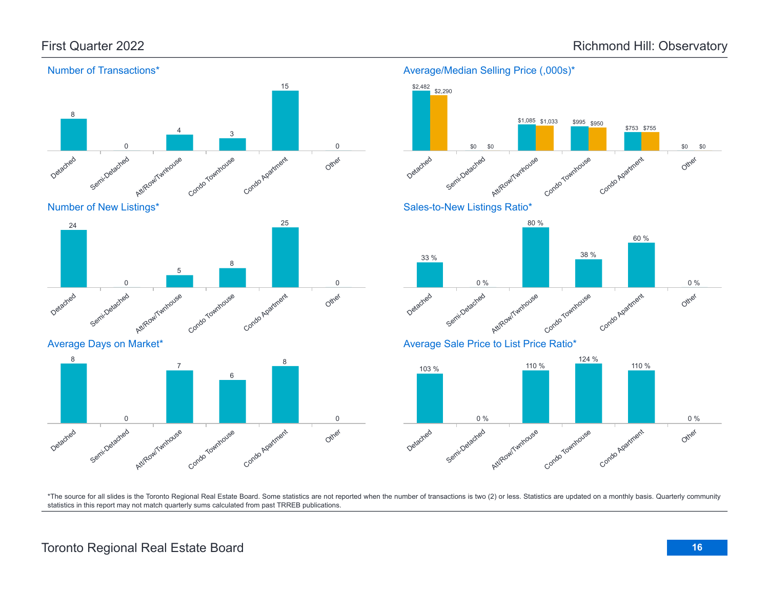# First Quarter 2022

# Richmond Hill: Observatory

## Number of Transactions*

| Detached | Semi-Detached | Att/Row/Twnhouse | Condo Townhouse | Condo Apartment | Other |
|---|---|---|---|---|---|
| 8 | 0 | 4 | 3 | 15 | 0 |

## Average/Median Selling Price (,000s)*

| | Detached | Semi-Detached | Att/Row/Twnhouse | Condo Townhouse | Condo Apartment | Other |
|---|---|---|---|---|---|---|
| Average | $2,482 | $0 | $1,085 | $995 | $753 | $0 |
| Median | $2,290 | $0 | $1,033 | $950 | $755 | $0 |

## Number of New Listings*

| Detached | Semi-Detached | Att/Row/Twnhouse | Condo Townhouse | Condo Apartment | Other |
|---|---|---|---|---|---|
| 24 | 0 | 5 | 8 | 25 | 0 |

## Sales-to-New Listings Ratio*

| Detached | Semi-Detached | Att/Row/Twnhouse | Condo Townhouse | Condo Apartment | Other |
|---|---|---|---|---|---|
| 33 % | 0 % | 80 % | 38 % | 60 % | 0 % |

## Average Days on Market*

| Detached | Semi-Detached | Att/Row/Twnhouse | Condo Townhouse | Condo Apartment | Other |
|---|---|---|---|---|---|
| 8 | 0 | 7 | 6 | 8 | 0 |

## Average Sale Price to List Price Ratio*

| Detached | Semi-Detached | Att/Row/Twnhouse | Condo Townhouse | Condo Apartment | Other |
|---|---|---|---|---|---|
| 103 % | 0 % | 110 % | 124 % | 110 % | 0 % |

*The source for all slides is the Toronto Regional Real Estate Board. Some statistics are not reported when the number of transactions is two (2) or less. Statistics are updated on a monthly basis. Quarterly community statistics in this report may not match quarterly sums calculated from past TRREB publications.

Toronto Regional Real Estate Board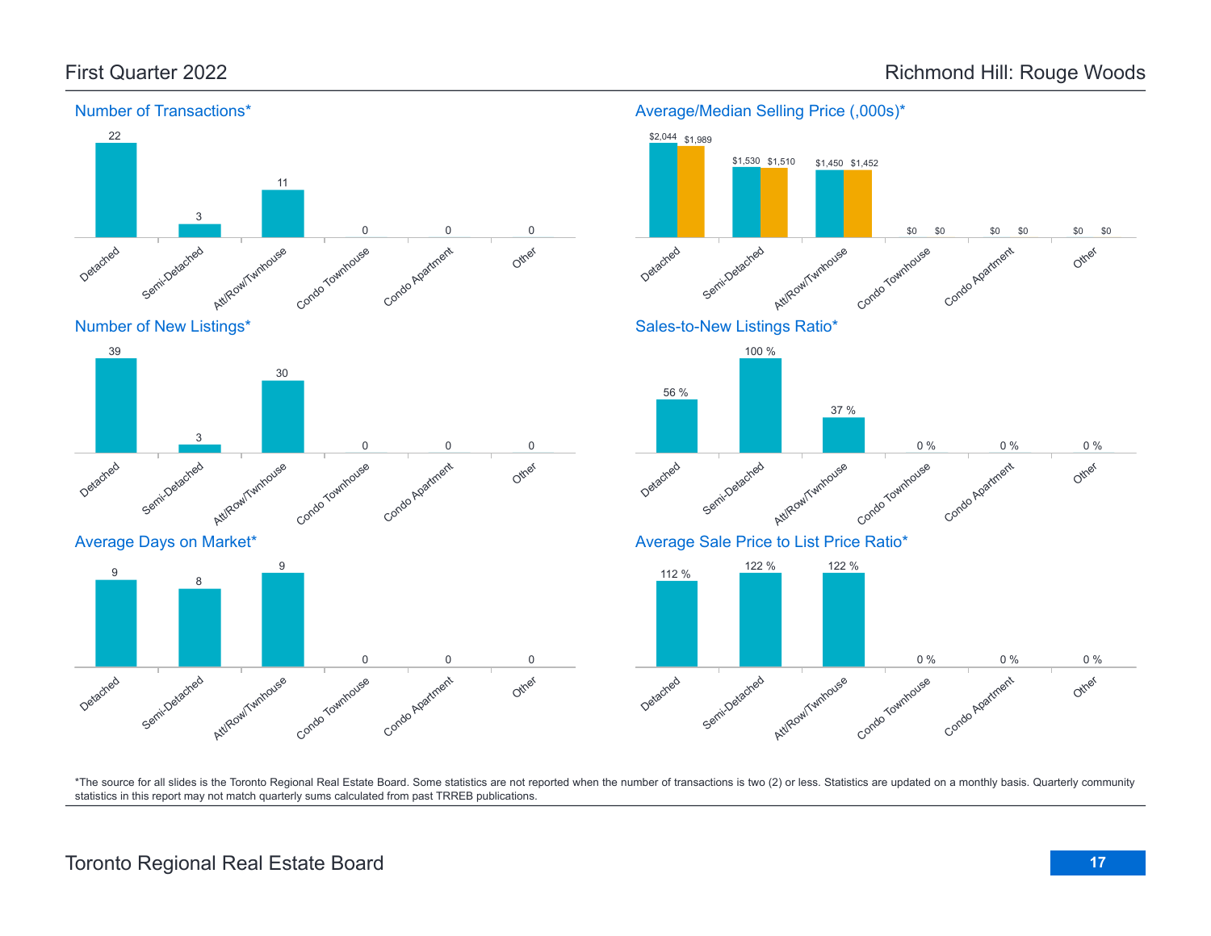# First Quarter 2022 — Richmond Hill: Rouge Woods

## Number of Transactions*

| Detached | Semi-Detached | Att/Row/Twnhouse | Condo Townhouse | Condo Apartment | Other |
|---|---|---|---|---|---|
| 22 | 3 | 11 | 0 | 0 | 0 |

## Average/Median Selling Price (,000s)*

| | Detached | Semi-Detached | Att/Row/Twnhouse | Condo Townhouse | Condo Apartment | Other |
|---|---|---|---|---|---|---|
| Average | $2,044 | $1,530 | $1,450 | $0 | $0 | $0 |
| Median | $1,989 | $1,510 | $1,452 | $0 | $0 | $0 |

## Number of New Listings*

| Detached | Semi-Detached | Att/Row/Twnhouse | Condo Townhouse | Condo Apartment | Other |
|---|---|---|---|---|---|
| 39 | 3 | 30 | 0 | 0 | 0 |

## Sales-to-New Listings Ratio*

| Detached | Semi-Detached | Att/Row/Twnhouse | Condo Townhouse | Condo Apartment | Other |
|---|---|---|---|---|---|
| 56 % | 100 % | 37 % | 0 % | 0 % | 0 % |

## Average Days on Market*

| Detached | Semi-Detached | Att/Row/Twnhouse | Condo Townhouse | Condo Apartment | Other |
|---|---|---|---|---|---|
| 9 | 8 | 9 | 0 | 0 | 0 |

## Average Sale Price to List Price Ratio*

| Detached | Semi-Detached | Att/Row/Twnhouse | Condo Townhouse | Condo Apartment | Other |
|---|---|---|---|---|---|
| 112 % | 122 % | 122 % | 0 % | 0 % | 0 % |

*The source for all slides is the Toronto Regional Real Estate Board. Some statistics are not reported when the number of transactions is two (2) or less. Statistics are updated on a monthly basis. Quarterly community statistics in this report may not match quarterly sums calculated from past TRREB publications.

Toronto Regional Real Estate Board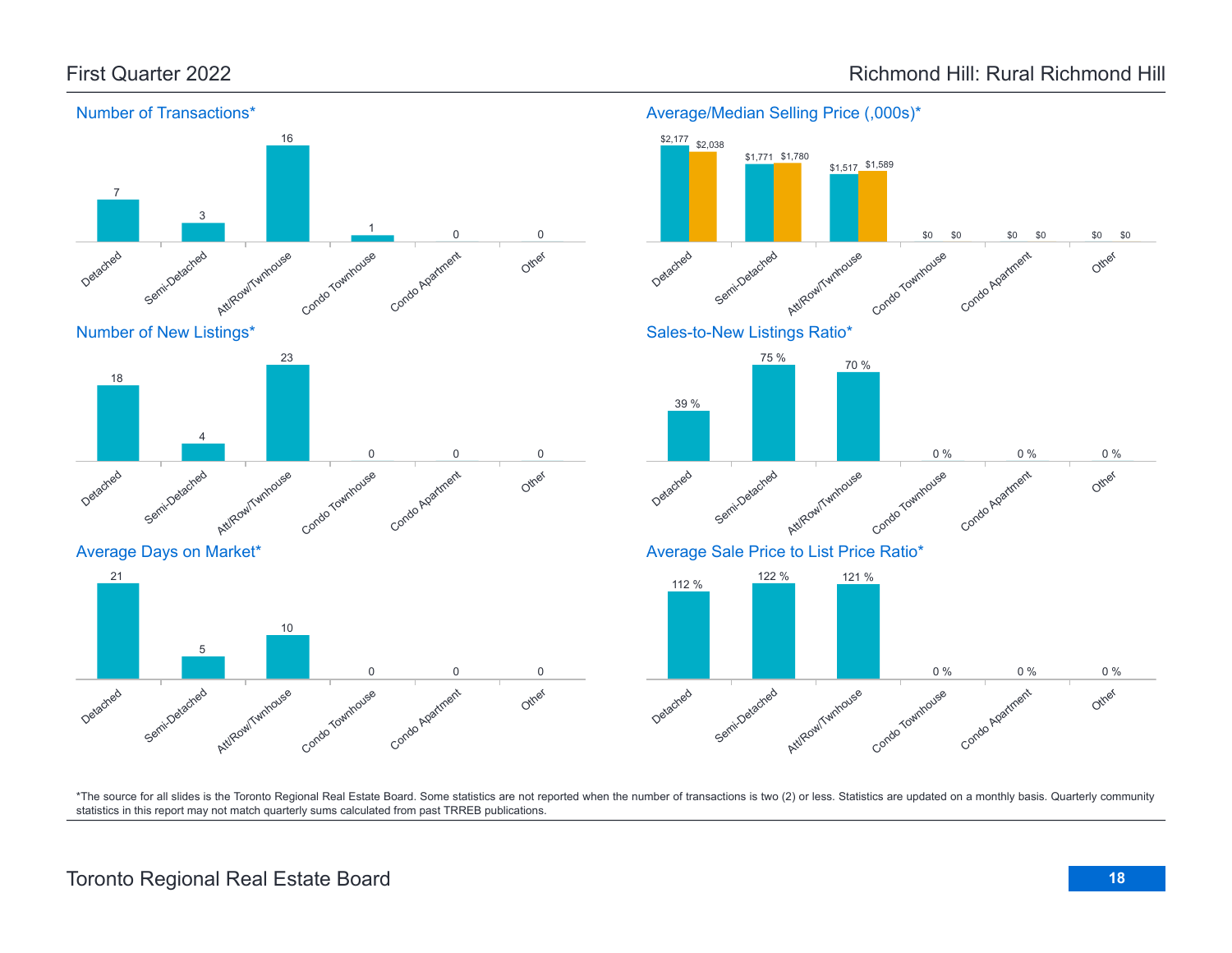# First Quarter 2022

# Richmond Hill: Rural Richmond Hill

## Number of Transactions*

| Detached | Semi-Detached | Att/Row/Twnhouse | Condo Townhouse | Condo Apartment | Other |
|---|---|---|---|---|---|
| 7 | 3 | 16 | 1 | 0 | 0 |

## Average/Median Selling Price (,000s)*

| | Detached | Semi-Detached | Att/Row/Twnhouse | Condo Townhouse | Condo Apartment | Other |
|---|---|---|---|---|---|---|
| Average | $2,177 | $1,771 | $1,517 | $0 | $0 | $0 |
| Median | $2,038 | $1,780 | $1,589 | $0 | $0 | $0 |

## Number of New Listings*

| Detached | Semi-Detached | Att/Row/Twnhouse | Condo Townhouse | Condo Apartment | Other |
|---|---|---|---|---|---|
| 18 | 4 | 23 | 0 | 0 | 0 |

## Sales-to-New Listings Ratio*

| Detached | Semi-Detached | Att/Row/Twnhouse | Condo Townhouse | Condo Apartment | Other |
|---|---|---|---|---|---|
| 39 % | 75 % | 70 % | 0 % | 0 % | 0 % |

## Average Days on Market*

| Detached | Semi-Detached | Att/Row/Twnhouse | Condo Townhouse | Condo Apartment | Other |
|---|---|---|---|---|---|
| 21 | 5 | 10 | 0 | 0 | 0 |

## Average Sale Price to List Price Ratio*

| Detached | Semi-Detached | Att/Row/Twnhouse | Condo Townhouse | Condo Apartment | Other |
|---|---|---|---|---|---|
| 112 % | 122 % | 121 % | 0 % | 0 % | 0 % |

*The source for all slides is the Toronto Regional Real Estate Board. Some statistics are not reported when the number of transactions is two (2) or less. Statistics are updated on a monthly basis. Quarterly community statistics in this report may not match quarterly sums calculated from past TRREB publications.

Toronto Regional Real Estate Board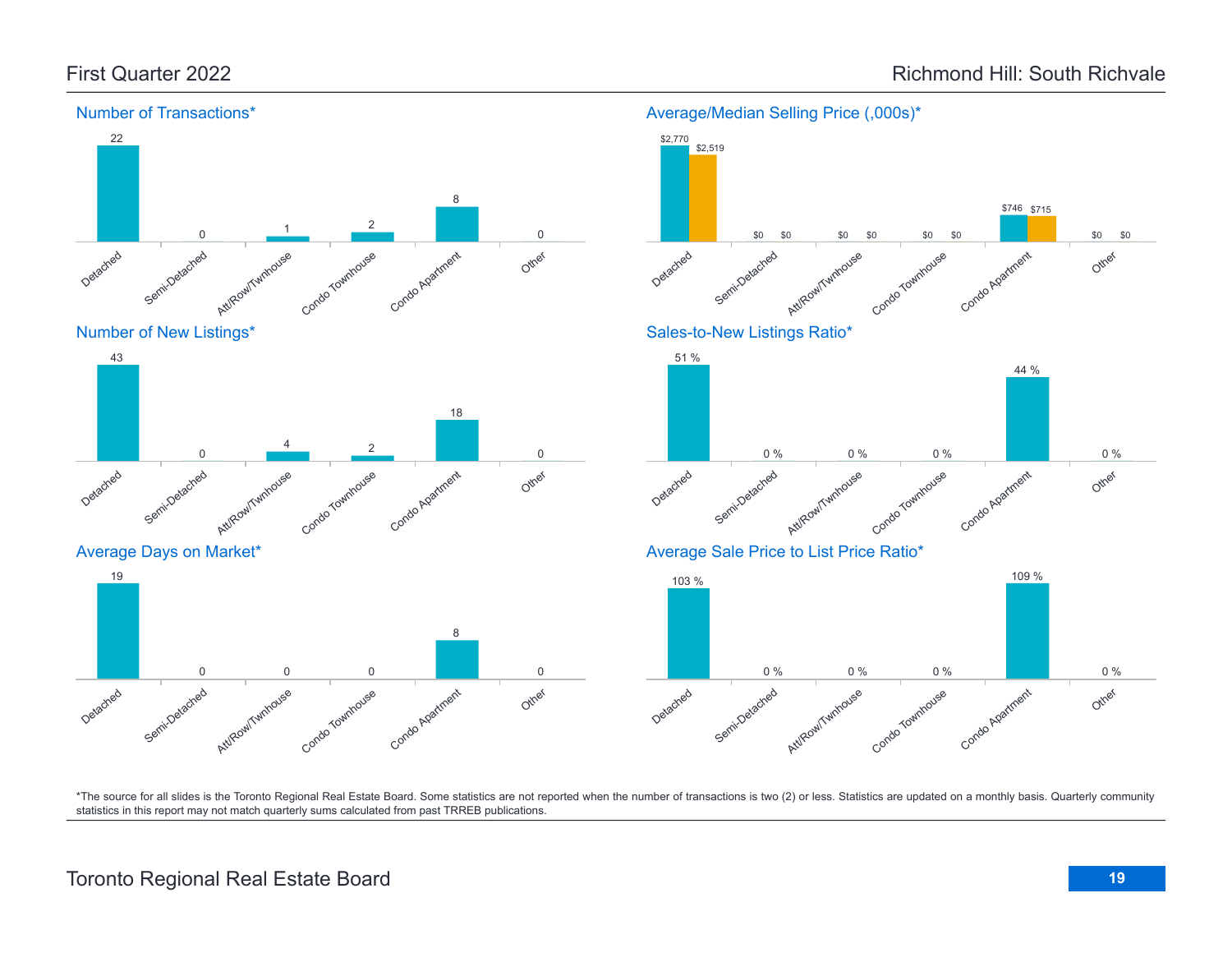# First Quarter 2022

# Richmond Hill: South Richvale

## Number of Transactions*

| Detached | Semi-Detached | Att/Row/Twnhouse | Condo Townhouse | Condo Apartment | Other |
|---|---|---|---|---|---|
| 22 | 0 | 1 | 2 | 8 | 0 |

## Average/Median Selling Price (,000s)*

| | Detached | Semi-Detached | Att/Row/Twnhouse | Condo Townhouse | Condo Apartment | Other |
|---|---|---|---|---|---|---|
| Average | $2,770 | $0 | $0 | $0 | $746 | $0 |
| Median | $2,519 | $0 | $0 | $0 | $715 | $0 |

## Number of New Listings*

| Detached | Semi-Detached | Att/Row/Twnhouse | Condo Townhouse | Condo Apartment | Other |
|---|---|---|---|---|---|
| 43 | 0 | 4 | 2 | 18 | 0 |

## Sales-to-New Listings Ratio*

| Detached | Semi-Detached | Att/Row/Twnhouse | Condo Townhouse | Condo Apartment | Other |
|---|---|---|---|---|---|
| 51 % | 0 % | 0 % | 0 % | 44 % | 0 % |

## Average Days on Market*

| Detached | Semi-Detached | Att/Row/Twnhouse | Condo Townhouse | Condo Apartment | Other |
|---|---|---|---|---|---|
| 19 | 0 | 0 | 0 | 8 | 0 |

## Average Sale Price to List Price Ratio*

| Detached | Semi-Detached | Att/Row/Twnhouse | Condo Townhouse | Condo Apartment | Other |
|---|---|---|---|---|---|
| 103 % | 0 % | 0 % | 0 % | 109 % | 0 % |

*The source for all slides is the Toronto Regional Real Estate Board. Some statistics are not reported when the number of transactions is two (2) or less. Statistics are updated on a monthly basis. Quarterly community statistics in this report may not match quarterly sums calculated from past TRREB publications.

Toronto Regional Real Estate Board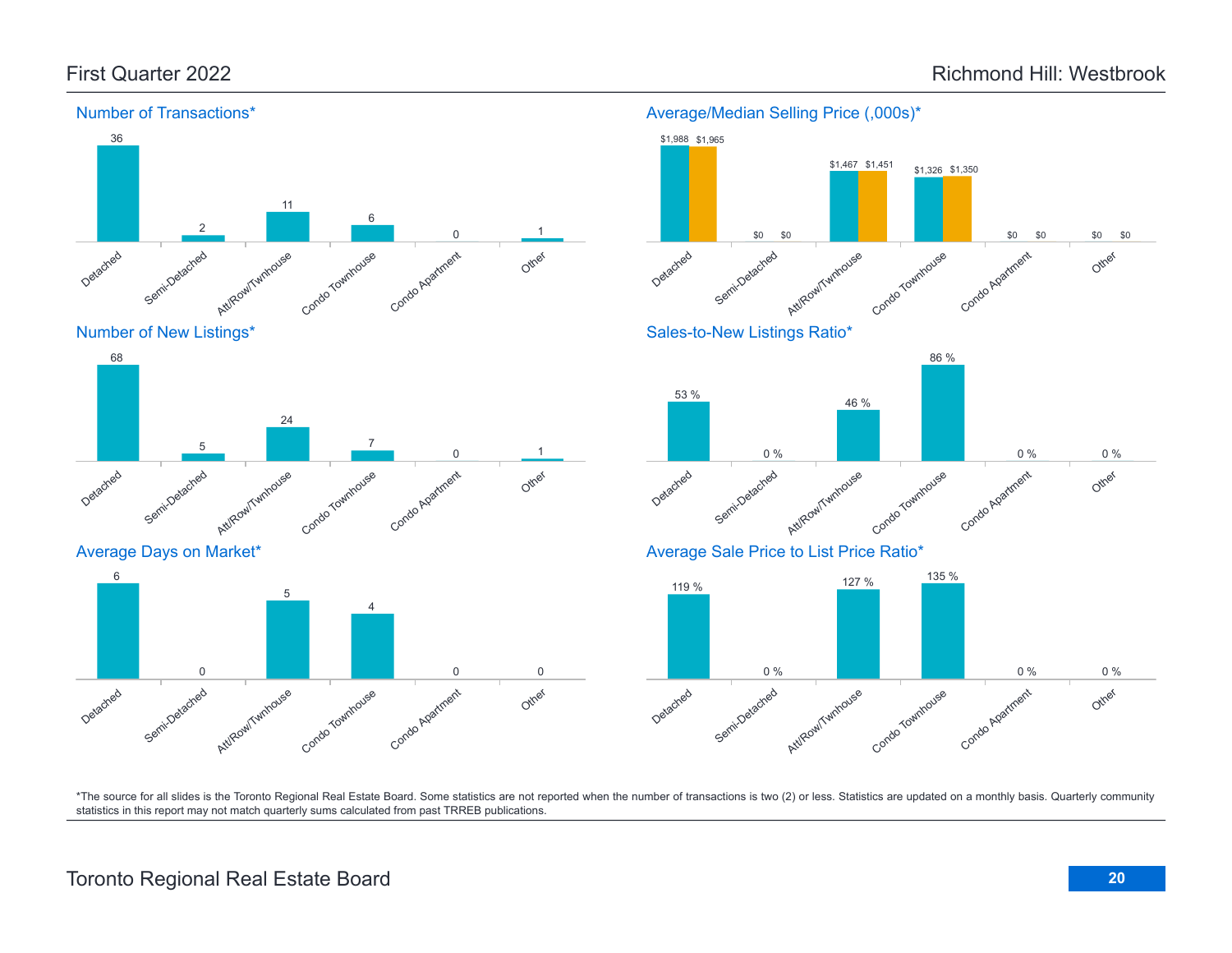First Quarter 2022

Richmond Hill: Westbrook

## Number of Transactions*

36
2
11
6
0
1

Detached
Semi-Detached
Att/Row/Twnhouse
Condo Townhouse
Condo Apartment
Other

## Average/Median Selling Price (,000s)*

$1,988 $1,965
$0 $0
$1,467 $1,451
$1,326 $1,350
$0 $0
$0 $0

Detached
Semi-Detached
Att/Row/Twnhouse
Condo Townhouse
Condo Apartment
Other

## Number of New Listings*

68
5
24
7
0
1

Detached
Semi-Detached
Att/Row/Twnhouse
Condo Townhouse
Condo Apartment
Other

## Sales-to-New Listings Ratio*

53 %
0 %
46 %
86 %
0 %
0 %

Detached
Semi-Detached
Att/Row/Twnhouse
Condo Townhouse
Condo Apartment
Other

## Average Days on Market*

6
0
5
4
0
0

Detached
Semi-Detached
Att/Row/Twnhouse
Condo Townhouse
Condo Apartment
Other

## Average Sale Price to List Price Ratio*

119 %
0 %
127 %
135 %
0 %
0 %

Detached
Semi-Detached
Att/Row/Twnhouse
Condo Townhouse
Condo Apartment
Other

*The source for all slides is the Toronto Regional Real Estate Board. Some statistics are not reported when the number of transactions is two (2) or less. Statistics are updated on a monthly basis. Quarterly community statistics in this report may not match quarterly sums calculated from past TRREB publications.

Toronto Regional Real Estate Board